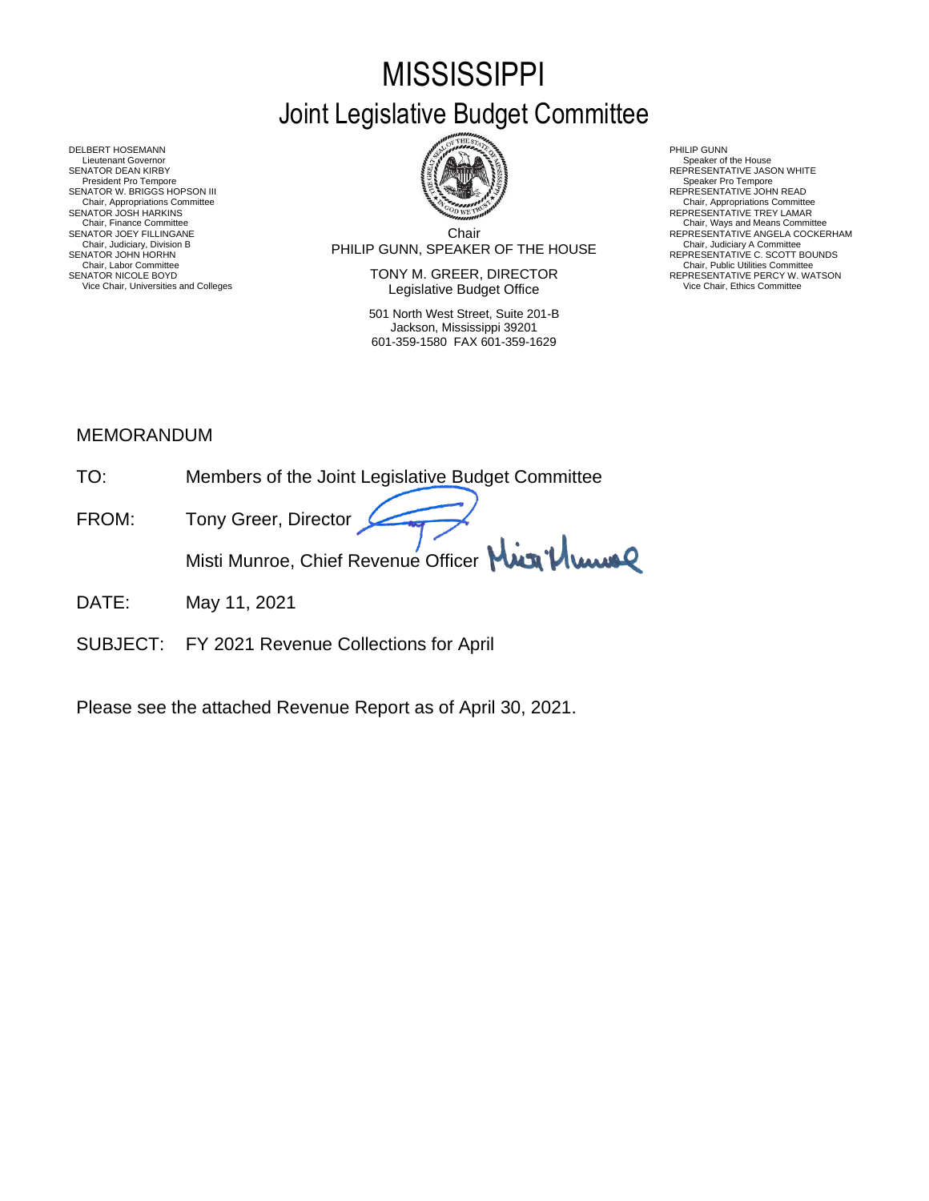# MISSISSIPPI
## Joint Legislative Budget Committee

DELBERT HOSEMANN
Lieutenant Governor
SENATOR DEAN KIRBY
President Pro Tempore
SENATOR W. BRIGGS HOPSON III
Chair, Appropriations Committee
SENATOR JOSH HARKINS
Chair, Finance Committee
SENATOR JOEY FILLINGANE
Chair, Judiciary, Division B
SENATOR JOHN HORHN
Chair, Labor Committee
SENATOR NICOLE BOYD
Vice Chair, Universities and Colleges

Chair
PHILIP GUNN, SPEAKER OF THE HOUSE

TONY M. GREER, DIRECTOR
Legislative Budget Office

501 North West Street, Suite 201-B
Jackson, Mississippi 39201
601-359-1580 FAX 601-359-1629

PHILIP GUNN
Speaker of the House
REPRESENTATIVE JASON WHITE
Speaker Pro Tempore
REPRESENTATIVE JOHN READ
Chair, Appropriations Committee
REPRESENTATIVE TREY LAMAR
Chair, Ways and Means Committee
REPRESENTATIVE ANGELA COCKERHAM
Chair, Judiciary A Committee
REPRESENTATIVE C. SCOTT BOUNDS
Chair, Public Utilities Committee
REPRESENTATIVE PERCY W. WATSON
Vice Chair, Ethics Committee

MEMORANDUM

TO: Members of the Joint Legislative Budget Committee

FROM: Tony Greer, Director

Misti Munroe, Chief Revenue Officer

DATE: May 11, 2021

SUBJECT: FY 2021 Revenue Collections for April

Please see the attached Revenue Report as of April 30, 2021.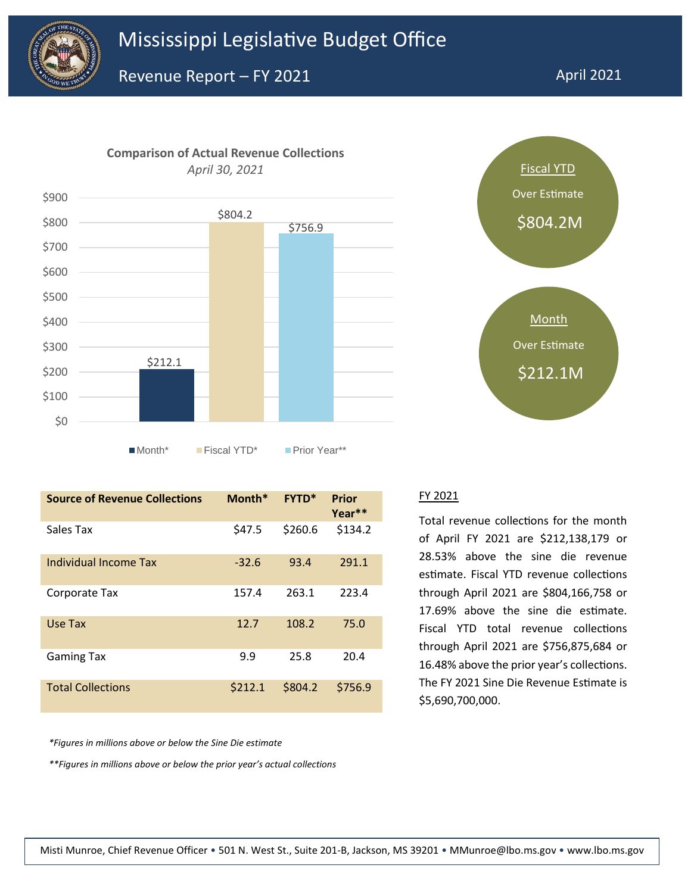# Mississippi Legislative Budget Office

## Revenue Report – FY 2021

April 2021

**Comparison of Actual Revenue Collections**
*April 30, 2021*

| | Month* | Fiscal YTD* | Prior Year** |
|---|---|---|---|
| Amount | $212.1 | $804.2 | $756.9 |

Fiscal YTD
Over Estimate
$804.2M

Month
Over Estimate
$212.1M

| Source of Revenue Collections | Month* | FYTD* | Prior Year** |
|---|---|---|---|
| Sales Tax | $47.5 | $260.6 | $134.2 |
| Individual Income Tax | -32.6 | 93.4 | 291.1 |
| Corporate Tax | 157.4 | 263.1 | 223.4 |
| Use Tax | 12.7 | 108.2 | 75.0 |
| Gaming Tax | 9.9 | 25.8 | 20.4 |
| Total Collections | $212.1 | $804.2 | $756.9 |

*\*Figures in millions above or below the Sine Die estimate*

*\*\*Figures in millions above or below the prior year's actual collections*

### FY 2021

Total revenue collections for the month of April FY 2021 are $212,138,179 or 28.53% above the sine die revenue estimate. Fiscal YTD revenue collections through April 2021 are $804,166,758 or 17.69% above the sine die estimate. Fiscal YTD total revenue collections through April 2021 are $756,875,684 or 16.48% above the prior year's collections. The FY 2021 Sine Die Revenue Estimate is $5,690,700,000.

Misti Munroe, Chief Revenue Officer • 501 N. West St., Suite 201-B, Jackson, MS 39201 • MMunroe@lbo.ms.gov • www.lbo.ms.gov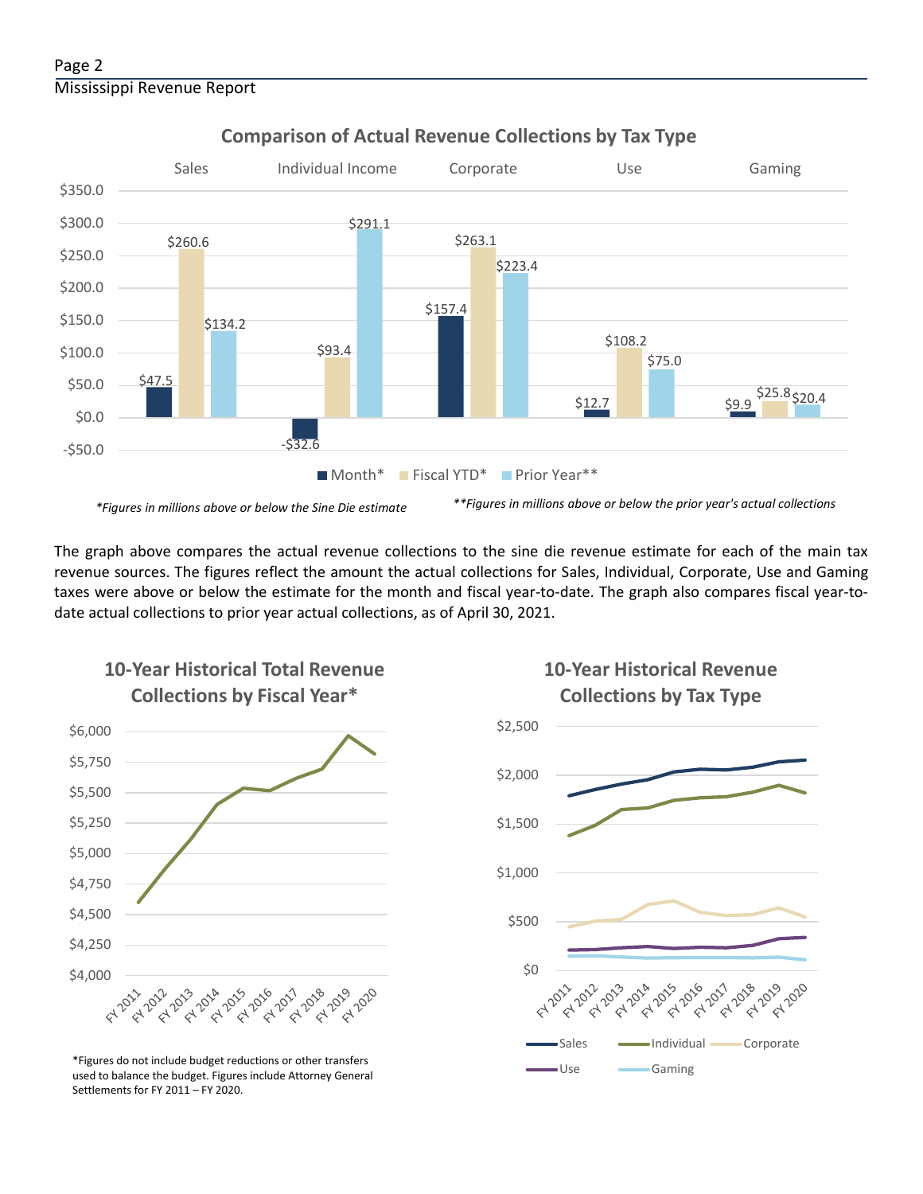## Comparison of Actual Revenue Collections by Tax Type

| | Sales | Individual Income | Corporate | Use | Gaming |
|---|---|---|---|---|---|
| Month* | $47.5 | -$32.6 | $157.4 | $12.7 | $9.9 |
| Fiscal YTD* | $260.6 | $93.4 | $263.1 | $108.2 | $25.8 |
| Prior Year** | $134.2 | $291.1 | $223.4 | $75.0 | $20.4 |

*Figures in millions above or below the Sine Die estimate*

***Figures in millions above or below the prior year's actual collections*

The graph above compares the actual revenue collections to the sine die revenue estimate for each of the main tax revenue sources. The figures reflect the amount the actual collections for Sales, Individual, Corporate, Use and Gaming taxes were above or below the estimate for the month and fiscal year-to-date. The graph also compares fiscal year-to-date actual collections to prior year actual collections, as of April 30, 2021.

## 10-Year Historical Total Revenue Collections by Fiscal Year*

*Figures do not include budget reductions or other transfers used to balance the budget. Figures include Attorney General Settlements for FY 2011 – FY 2020.

## 10-Year Historical Revenue Collections by Tax Type

Sales, Individual, Corporate, Use, Gaming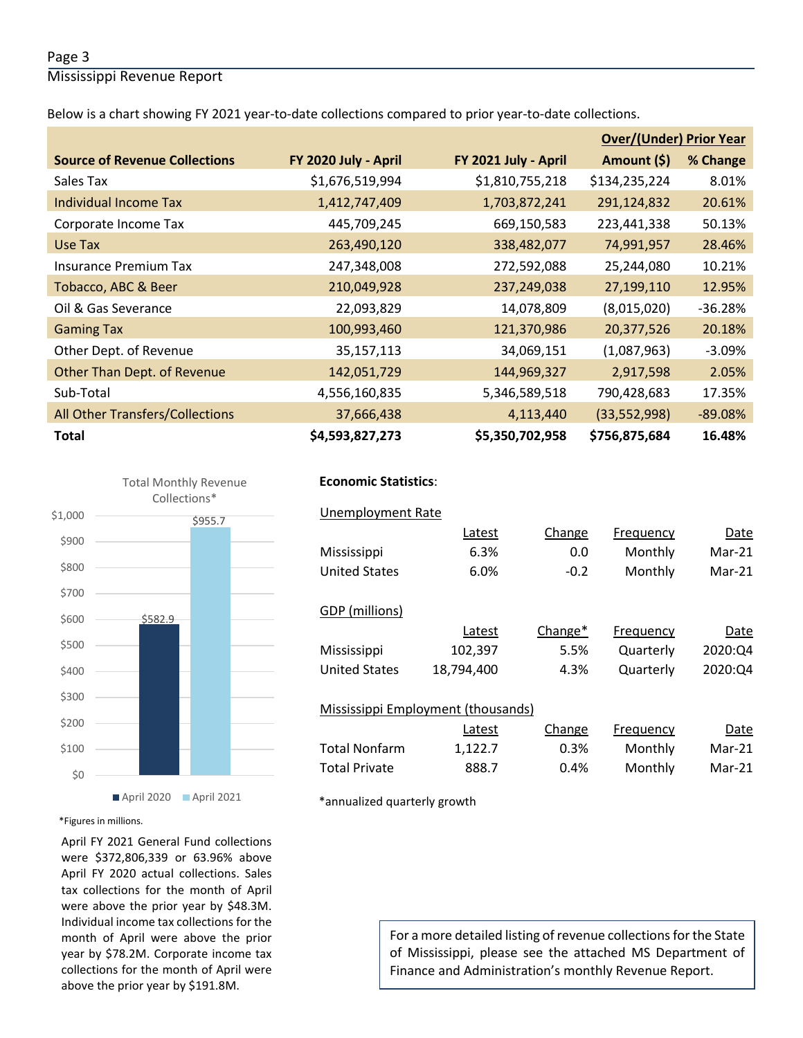Below is a chart showing FY 2021 year-to-date collections compared to prior year-to-date collections.

| Source of Revenue Collections | FY 2020 July - April | FY 2021 July - April | Over/(Under) Prior Year Amount ($) | % Change |
|---|---|---|---|---|
| Sales Tax | $1,676,519,994 | $1,810,755,218 | $134,235,224 | 8.01% |
| Individual Income Tax | 1,412,747,409 | 1,703,872,241 | 291,124,832 | 20.61% |
| Corporate Income Tax | 445,709,245 | 669,150,583 | 223,441,338 | 50.13% |
| Use Tax | 263,490,120 | 338,482,077 | 74,991,957 | 28.46% |
| Insurance Premium Tax | 247,348,008 | 272,592,088 | 25,244,080 | 10.21% |
| Tobacco, ABC & Beer | 210,049,928 | 237,249,038 | 27,199,110 | 12.95% |
| Oil & Gas Severance | 22,093,829 | 14,078,809 | (8,015,020) | -36.28% |
| Gaming Tax | 100,993,460 | 121,370,986 | 20,377,526 | 20.18% |
| Other Dept. of Revenue | 35,157,113 | 34,069,151 | (1,087,963) | -3.09% |
| Other Than Dept. of Revenue | 142,051,729 | 144,969,327 | 2,917,598 | 2.05% |
| Sub-Total | 4,556,160,835 | 5,346,589,518 | 790,428,683 | 17.35% |
| All Other Transfers/Collections | 37,666,438 | 4,113,440 | (33,552,998) | -89.08% |
| **Total** | **$4,593,827,273** | **$5,350,702,958** | **$756,875,684** | **16.48%** |

Total Monthly Revenue Collections*

| | April 2020 | April 2021 |
|---|---|---|
| Total Monthly Revenue Collections | $582.9 | $955.7 |

*Figures in millions.

April FY 2021 General Fund collections were $372,806,339 or 63.96% above April FY 2020 actual collections. Sales tax collections for the month of April were above the prior year by $48.3M. Individual income tax collections for the month of April were above the prior year by $78.2M. Corporate income tax collections for the month of April were above the prior year by $191.8M.

**Economic Statistics**:

Unemployment Rate

| | Latest | Change | Frequency | Date |
|---|---|---|---|---|
| Mississippi | 6.3% | 0.0 | Monthly | Mar-21 |
| United States | 6.0% | -0.2 | Monthly | Mar-21 |

GDP (millions)

| | Latest | Change* | Frequency | Date |
|---|---|---|---|---|
| Mississippi | 102,397 | 5.5% | Quarterly | 2020:Q4 |
| United States | 18,794,400 | 4.3% | Quarterly | 2020:Q4 |

Mississippi Employment (thousands)

| | Latest | Change | Frequency | Date |
|---|---|---|---|---|
| Total Nonfarm | 1,122.7 | 0.3% | Monthly | Mar-21 |
| Total Private | 888.7 | 0.4% | Monthly | Mar-21 |

*annualized quarterly growth

For a more detailed listing of revenue collections for the State of Mississippi, please see the attached MS Department of Finance and Administration's monthly Revenue Report.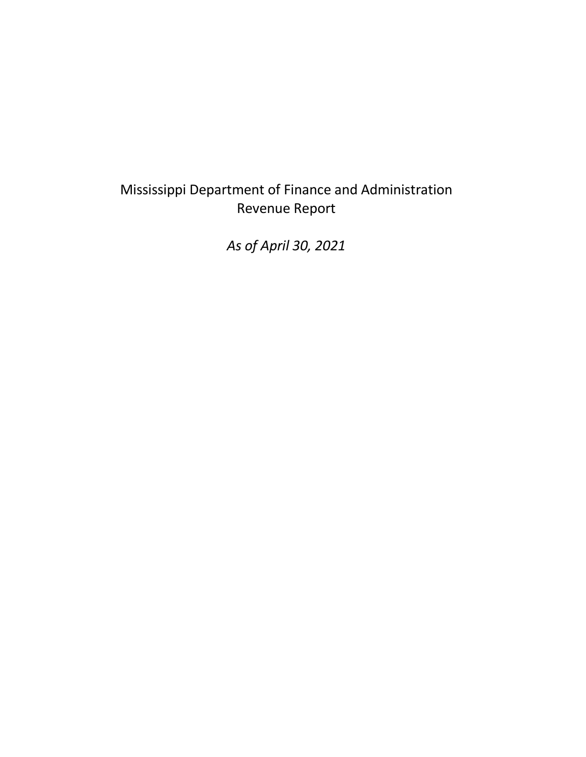# Mississippi Department of Finance and Administration
## Revenue Report

*As of April 30, 2021*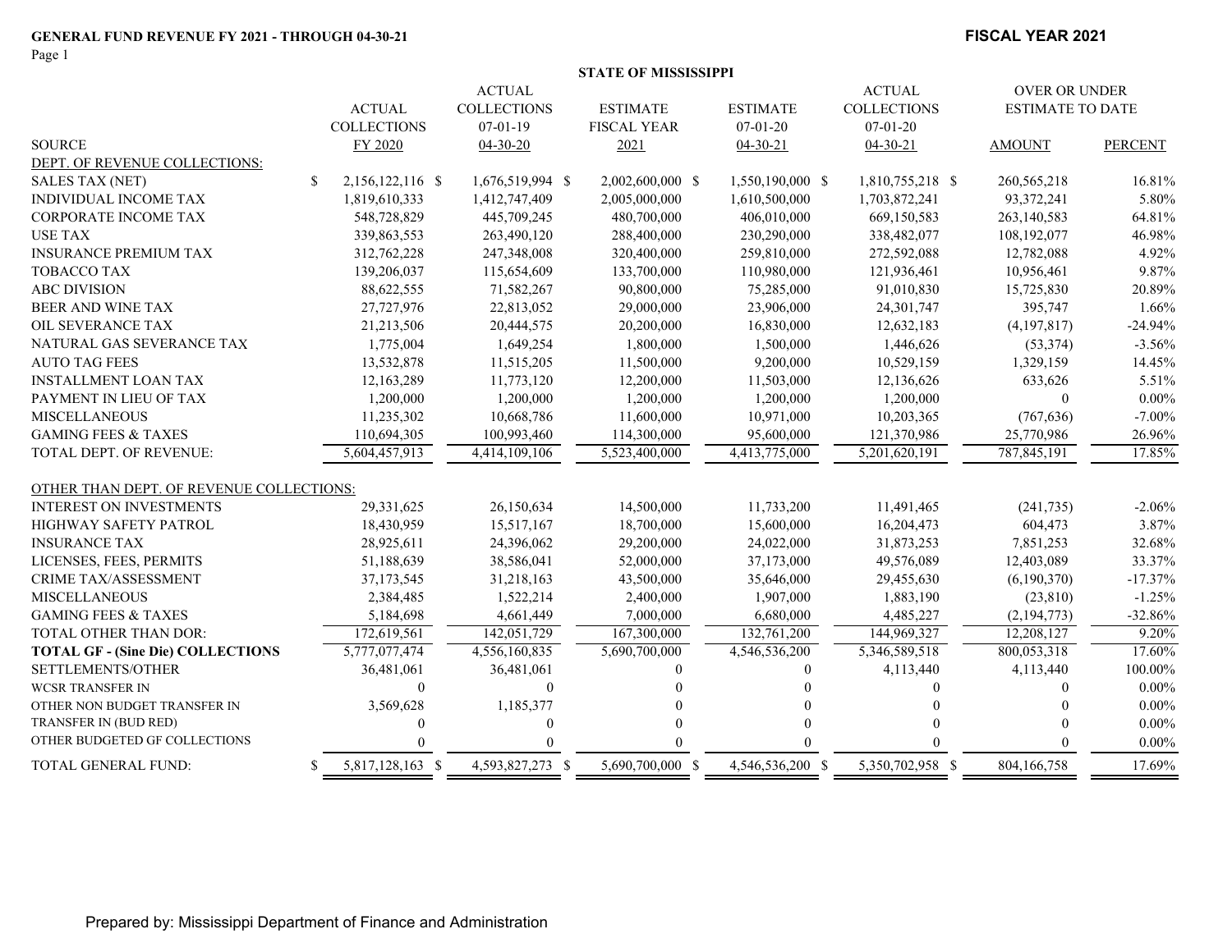**GENERAL FUND REVENUE FY 2021 - THROUGH 04-30-21**

**FISCAL YEAR 2021**

**STATE OF MISSISSIPPI**

| SOURCE | ACTUAL COLLECTIONS FY 2020 | ACTUAL COLLECTIONS 07-01-19 04-30-20 | ESTIMATE FISCAL YEAR 2021 | ESTIMATE 07-01-20 04-30-21 | ACTUAL COLLECTIONS 07-01-20 04-30-21 | OVER OR UNDER ESTIMATE TO DATE AMOUNT | PERCENT |
|---|---|---|---|---|---|---|---|
| DEPT. OF REVENUE COLLECTIONS: | | | | | | | |
| SALES TAX (NET) | $ 2,156,122,116 | $ 1,676,519,994 | $ 2,002,600,000 | $ 1,550,190,000 | $ 1,810,755,218 | $ 260,565,218 | 16.81% |
| INDIVIDUAL INCOME TAX | 1,819,610,333 | 1,412,747,409 | 2,005,000,000 | 1,610,500,000 | 1,703,872,241 | 93,372,241 | 5.80% |
| CORPORATE INCOME TAX | 548,728,829 | 445,709,245 | 480,700,000 | 406,010,000 | 669,150,583 | 263,140,583 | 64.81% |
| USE TAX | 339,863,553 | 263,490,120 | 288,400,000 | 230,290,000 | 338,482,077 | 108,192,077 | 46.98% |
| INSURANCE PREMIUM TAX | 312,762,228 | 247,348,008 | 320,400,000 | 259,810,000 | 272,592,088 | 12,782,088 | 4.92% |
| TOBACCO TAX | 139,206,037 | 115,654,609 | 133,700,000 | 110,980,000 | 121,936,461 | 10,956,461 | 9.87% |
| ABC DIVISION | 88,622,555 | 71,582,267 | 90,800,000 | 75,285,000 | 91,010,830 | 15,725,830 | 20.89% |
| BEER AND WINE TAX | 27,727,976 | 22,813,052 | 29,000,000 | 23,906,000 | 24,301,747 | 395,747 | 1.66% |
| OIL SEVERANCE TAX | 21,213,506 | 20,444,575 | 20,200,000 | 16,830,000 | 12,632,183 | (4,197,817) | -24.94% |
| NATURAL GAS SEVERANCE TAX | 1,775,004 | 1,649,254 | 1,800,000 | 1,500,000 | 1,446,626 | (53,374) | -3.56% |
| AUTO TAG FEES | 13,532,878 | 11,515,205 | 11,500,000 | 9,200,000 | 10,529,159 | 1,329,159 | 14.45% |
| INSTALLMENT LOAN TAX | 12,163,289 | 11,773,120 | 12,200,000 | 11,503,000 | 12,136,626 | 633,626 | 5.51% |
| PAYMENT IN LIEU OF TAX | 1,200,000 | 1,200,000 | 1,200,000 | 1,200,000 | 1,200,000 | 0 | 0.00% |
| MISCELLANEOUS | 11,235,302 | 10,668,786 | 11,600,000 | 10,971,000 | 10,203,365 | (767,636) | -7.00% |
| GAMING FEES & TAXES | 110,694,305 | 100,993,460 | 114,300,000 | 95,600,000 | 121,370,986 | 25,770,986 | 26.96% |
| TOTAL DEPT. OF REVENUE: | 5,604,457,913 | 4,414,109,106 | 5,523,400,000 | 4,413,775,000 | 5,201,620,191 | 787,845,191 | 17.85% |
| OTHER THAN DEPT. OF REVENUE COLLECTIONS: | | | | | | | |
| INTEREST ON INVESTMENTS | 29,331,625 | 26,150,634 | 14,500,000 | 11,733,200 | 11,491,465 | (241,735) | -2.06% |
| HIGHWAY SAFETY PATROL | 18,430,959 | 15,517,167 | 18,700,000 | 15,600,000 | 16,204,473 | 604,473 | 3.87% |
| INSURANCE TAX | 28,925,611 | 24,396,062 | 29,200,000 | 24,022,000 | 31,873,253 | 7,851,253 | 32.68% |
| LICENSES, FEES, PERMITS | 51,188,639 | 38,586,041 | 52,000,000 | 37,173,000 | 49,576,089 | 12,403,089 | 33.37% |
| CRIME TAX/ASSESSMENT | 37,173,545 | 31,218,163 | 43,500,000 | 35,646,000 | 29,455,630 | (6,190,370) | -17.37% |
| MISCELLANEOUS | 2,384,485 | 1,522,214 | 2,400,000 | 1,907,000 | 1,883,190 | (23,810) | -1.25% |
| GAMING FEES & TAXES | 5,184,698 | 4,661,449 | 7,000,000 | 6,680,000 | 4,485,227 | (2,194,773) | -32.86% |
| TOTAL OTHER THAN DOR: | 172,619,561 | 142,051,729 | 167,300,000 | 132,761,200 | 144,969,327 | 12,208,127 | 9.20% |
| **TOTAL GF - (Sine Die) COLLECTIONS** | 5,777,077,474 | 4,556,160,835 | 5,690,700,000 | 4,546,536,200 | 5,346,589,518 | 800,053,318 | 17.60% |
| SETTLEMENTS/OTHER | 36,481,061 | 36,481,061 | 0 | 0 | 4,113,440 | 4,113,440 | 100.00% |
| WCSR TRANSFER IN | 0 | 0 | 0 | 0 | 0 | 0 | 0.00% |
| OTHER NON BUDGET TRANSFER IN | 3,569,628 | 1,185,377 | 0 | 0 | 0 | 0 | 0.00% |
| TRANSFER IN (BUD RED) | 0 | 0 | 0 | 0 | 0 | 0 | 0.00% |
| OTHER BUDGETED GF COLLECTIONS | 0 | 0 | 0 | 0 | 0 | 0 | 0.00% |
| TOTAL GENERAL FUND: | $ 5,817,128,163 | $ 4,593,827,273 | $ 5,690,700,000 | $ 4,546,536,200 | $ 5,350,702,958 | $ 804,166,758 | 17.69% |

Prepared by: Mississippi Department of Finance and Administration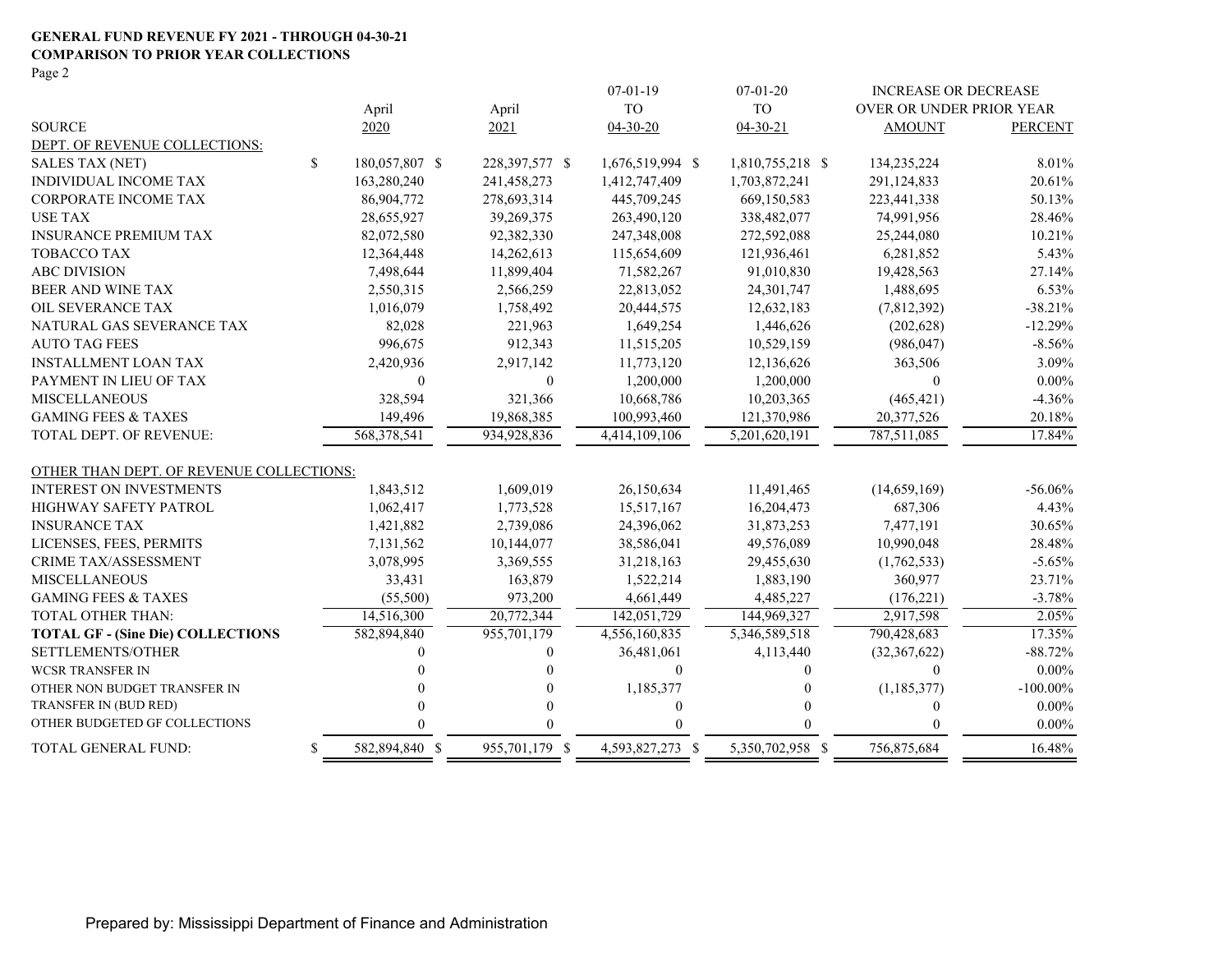**GENERAL FUND REVENUE FY 2021 - THROUGH 04-30-21**
**COMPARISON TO PRIOR YEAR COLLECTIONS**
Page 2

| SOURCE | April 2020 | April 2021 | 07-01-19 TO 04-30-20 | 07-01-20 TO 04-30-21 | INCREASE OR DECREASE OVER OR UNDER PRIOR YEAR AMOUNT | PERCENT |
|---|---|---|---|---|---|---|
| DEPT. OF REVENUE COLLECTIONS: | | | | | | |
| SALES TAX (NET) | $ 180,057,807 | $ 228,397,577 | $ 1,676,519,994 | $ 1,810,755,218 | $ 134,235,224 | 8.01% |
| INDIVIDUAL INCOME TAX | 163,280,240 | 241,458,273 | 1,412,747,409 | 1,703,872,241 | 291,124,833 | 20.61% |
| CORPORATE INCOME TAX | 86,904,772 | 278,693,314 | 445,709,245 | 669,150,583 | 223,441,338 | 50.13% |
| USE TAX | 28,655,927 | 39,269,375 | 263,490,120 | 338,482,077 | 74,991,956 | 28.46% |
| INSURANCE PREMIUM TAX | 82,072,580 | 92,382,330 | 247,348,008 | 272,592,088 | 25,244,080 | 10.21% |
| TOBACCO TAX | 12,364,448 | 14,262,613 | 115,654,609 | 121,936,461 | 6,281,852 | 5.43% |
| ABC DIVISION | 7,498,644 | 11,899,404 | 71,582,267 | 91,010,830 | 19,428,563 | 27.14% |
| BEER AND WINE TAX | 2,550,315 | 2,566,259 | 22,813,052 | 24,301,747 | 1,488,695 | 6.53% |
| OIL SEVERANCE TAX | 1,016,079 | 1,758,492 | 20,444,575 | 12,632,183 | (7,812,392) | -38.21% |
| NATURAL GAS SEVERANCE TAX | 82,028 | 221,963 | 1,649,254 | 1,446,626 | (202,628) | -12.29% |
| AUTO TAG FEES | 996,675 | 912,343 | 11,515,205 | 10,529,159 | (986,047) | -8.56% |
| INSTALLMENT LOAN TAX | 2,420,936 | 2,917,142 | 11,773,120 | 12,136,626 | 363,506 | 3.09% |
| PAYMENT IN LIEU OF TAX | 0 | 0 | 1,200,000 | 1,200,000 | 0 | 0.00% |
| MISCELLANEOUS | 328,594 | 321,366 | 10,668,786 | 10,203,365 | (465,421) | -4.36% |
| GAMING FEES & TAXES | 149,496 | 19,868,385 | 100,993,460 | 121,370,986 | 20,377,526 | 20.18% |
| TOTAL DEPT. OF REVENUE: | 568,378,541 | 934,928,836 | 4,414,109,106 | 5,201,620,191 | 787,511,085 | 17.84% |
| OTHER THAN DEPT. OF REVENUE COLLECTIONS: | | | | | | |
| INTEREST ON INVESTMENTS | 1,843,512 | 1,609,019 | 26,150,634 | 11,491,465 | (14,659,169) | -56.06% |
| HIGHWAY SAFETY PATROL | 1,062,417 | 1,773,528 | 15,517,167 | 16,204,473 | 687,306 | 4.43% |
| INSURANCE TAX | 1,421,882 | 2,739,086 | 24,396,062 | 31,873,253 | 7,477,191 | 30.65% |
| LICENSES, FEES, PERMITS | 7,131,562 | 10,144,077 | 38,586,041 | 49,576,089 | 10,990,048 | 28.48% |
| CRIME TAX/ASSESSMENT | 3,078,995 | 3,369,555 | 31,218,163 | 29,455,630 | (1,762,533) | -5.65% |
| MISCELLANEOUS | 33,431 | 163,879 | 1,522,214 | 1,883,190 | 360,977 | 23.71% |
| GAMING FEES & TAXES | (55,500) | 973,200 | 4,661,449 | 4,485,227 | (176,221) | -3.78% |
| TOTAL OTHER THAN: | 14,516,300 | 20,772,344 | 142,051,729 | 144,969,327 | 2,917,598 | 2.05% |
| **TOTAL GF - (Sine Die) COLLECTIONS** | 582,894,840 | 955,701,179 | 4,556,160,835 | 5,346,589,518 | 790,428,683 | 17.35% |
| SETTLEMENTS/OTHER | 0 | 0 | 36,481,061 | 4,113,440 | (32,367,622) | -88.72% |
| WCSR TRANSFER IN | 0 | 0 | 0 | 0 | 0 | 0.00% |
| OTHER NON BUDGET TRANSFER IN | 0 | 0 | 1,185,377 | 0 | (1,185,377) | -100.00% |
| TRANSFER IN (BUD RED) | 0 | 0 | 0 | 0 | 0 | 0.00% |
| OTHER BUDGETED GF COLLECTIONS | 0 | 0 | 0 | 0 | 0 | 0.00% |
| TOTAL GENERAL FUND: | $ 582,894,840 | $ 955,701,179 | $ 4,593,827,273 | $ 5,350,702,958 | $ 756,875,684 | 16.48% |

Prepared by: Mississippi Department of Finance and Administration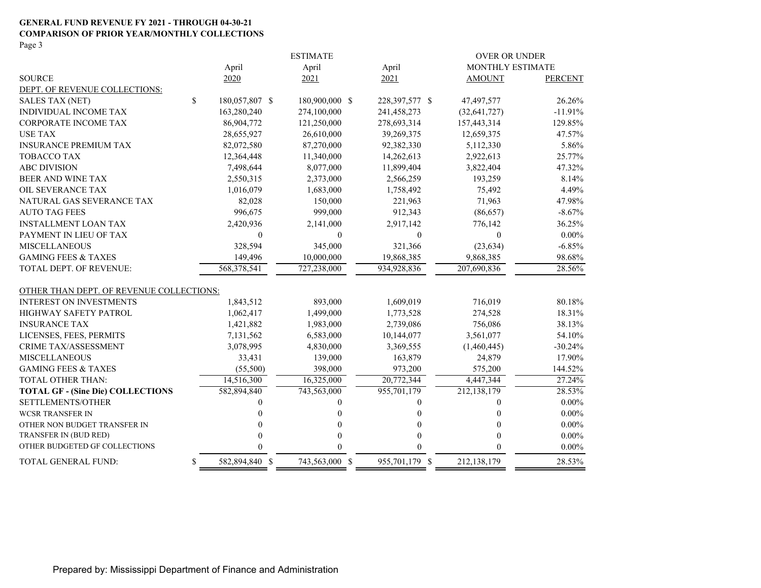**GENERAL FUND REVENUE FY 2021 - THROUGH 04-30-21**
**COMPARISON OF PRIOR YEAR/MONTHLY COLLECTIONS**

Page 3

| SOURCE | April 2020 | ESTIMATE April 2021 | April 2021 | OVER OR UNDER MONTHLY ESTIMATE AMOUNT | PERCENT |
|---|---|---|---|---|---|
| DEPT. OF REVENUE COLLECTIONS: | | | | | |
| SALES TAX (NET) | $ 180,057,807 | $ 180,900,000 | $ 228,397,577 | $ 47,497,577 | 26.26% |
| INDIVIDUAL INCOME TAX | 163,280,240 | 274,100,000 | 241,458,273 | (32,641,727) | -11.91% |
| CORPORATE INCOME TAX | 86,904,772 | 121,250,000 | 278,693,314 | 157,443,314 | 129.85% |
| USE TAX | 28,655,927 | 26,610,000 | 39,269,375 | 12,659,375 | 47.57% |
| INSURANCE PREMIUM TAX | 82,072,580 | 87,270,000 | 92,382,330 | 5,112,330 | 5.86% |
| TOBACCO TAX | 12,364,448 | 11,340,000 | 14,262,613 | 2,922,613 | 25.77% |
| ABC DIVISION | 7,498,644 | 8,077,000 | 11,899,404 | 3,822,404 | 47.32% |
| BEER AND WINE TAX | 2,550,315 | 2,373,000 | 2,566,259 | 193,259 | 8.14% |
| OIL SEVERANCE TAX | 1,016,079 | 1,683,000 | 1,758,492 | 75,492 | 4.49% |
| NATURAL GAS SEVERANCE TAX | 82,028 | 150,000 | 221,963 | 71,963 | 47.98% |
| AUTO TAG FEES | 996,675 | 999,000 | 912,343 | (86,657) | -8.67% |
| INSTALLMENT LOAN TAX | 2,420,936 | 2,141,000 | 2,917,142 | 776,142 | 36.25% |
| PAYMENT IN LIEU OF TAX | 0 | 0 | 0 | 0 | 0.00% |
| MISCELLANEOUS | 328,594 | 345,000 | 321,366 | (23,634) | -6.85% |
| GAMING FEES & TAXES | 149,496 | 10,000,000 | 19,868,385 | 9,868,385 | 98.68% |
| TOTAL DEPT. OF REVENUE: | 568,378,541 | 727,238,000 | 934,928,836 | 207,690,836 | 28.56% |
| | | | | | |
| OTHER THAN DEPT. OF REVENUE COLLECTIONS: | | | | | |
| INTEREST ON INVESTMENTS | 1,843,512 | 893,000 | 1,609,019 | 716,019 | 80.18% |
| HIGHWAY SAFETY PATROL | 1,062,417 | 1,499,000 | 1,773,528 | 274,528 | 18.31% |
| INSURANCE TAX | 1,421,882 | 1,983,000 | 2,739,086 | 756,086 | 38.13% |
| LICENSES, FEES, PERMITS | 7,131,562 | 6,583,000 | 10,144,077 | 3,561,077 | 54.10% |
| CRIME TAX/ASSESSMENT | 3,078,995 | 4,830,000 | 3,369,555 | (1,460,445) | -30.24% |
| MISCELLANEOUS | 33,431 | 139,000 | 163,879 | 24,879 | 17.90% |
| GAMING FEES & TAXES | (55,500) | 398,000 | 973,200 | 575,200 | 144.52% |
| TOTAL OTHER THAN: | 14,516,300 | 16,325,000 | 20,772,344 | 4,447,344 | 27.24% |
| **TOTAL GF - (Sine Die) COLLECTIONS** | 582,894,840 | 743,563,000 | 955,701,179 | 212,138,179 | 28.53% |
| SETTLEMENTS/OTHER | 0 | 0 | 0 | 0 | 0.00% |
| WCSR TRANSFER IN | 0 | 0 | 0 | 0 | 0.00% |
| OTHER NON BUDGET TRANSFER IN | 0 | 0 | 0 | 0 | 0.00% |
| TRANSFER IN (BUD RED) | 0 | 0 | 0 | 0 | 0.00% |
| OTHER BUDGETED GF COLLECTIONS | 0 | 0 | 0 | 0 | 0.00% |
| TOTAL GENERAL FUND: | $ 582,894,840 | $ 743,563,000 | $ 955,701,179 | $ 212,138,179 | 28.53% |

Prepared by: Mississippi Department of Finance and Administration